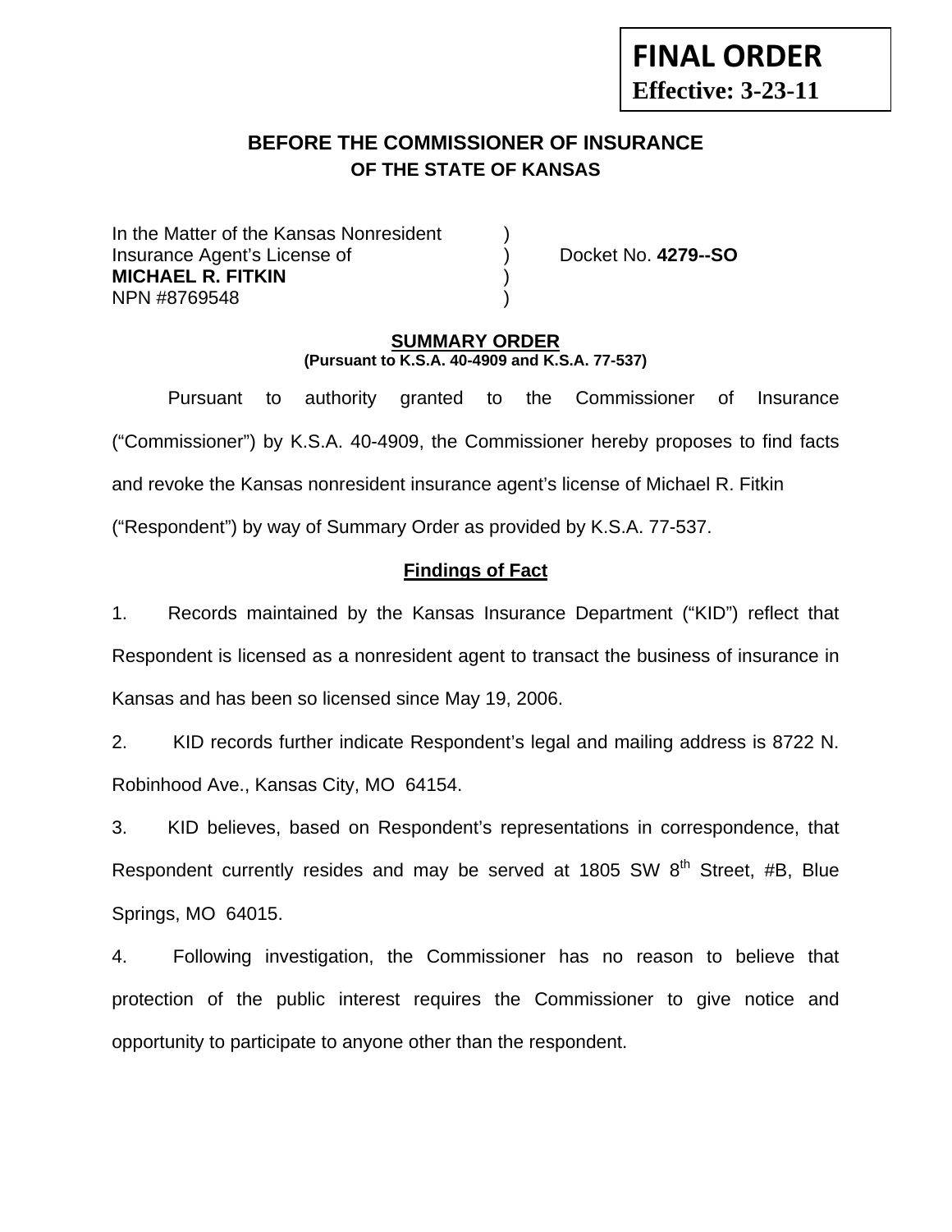**FINAL ORDER**
**Effective: 3-23-11**

## BEFORE THE COMMISSIONER OF INSURANCE
### OF THE STATE OF KANSAS

In the Matter of the Kansas Nonresident )
Insurance Agent's License of ) Docket No. **4279--SO**
**MICHAEL R. FITKIN** )
NPN #8769548 )

**SUMMARY ORDER**
**(Pursuant to K.S.A. 40-4909 and K.S.A. 77-537)**

Pursuant to authority granted to the Commissioner of Insurance ("Commissioner") by K.S.A. 40-4909, the Commissioner hereby proposes to find facts and revoke the Kansas nonresident insurance agent's license of Michael R. Fitkin ("Respondent") by way of Summary Order as provided by K.S.A. 77-537.

**Findings of Fact**

1. Records maintained by the Kansas Insurance Department ("KID") reflect that Respondent is licensed as a nonresident agent to transact the business of insurance in Kansas and has been so licensed since May 19, 2006.

2. KID records further indicate Respondent's legal and mailing address is 8722 N. Robinhood Ave., Kansas City, MO 64154.

3. KID believes, based on Respondent's representations in correspondence, that Respondent currently resides and may be served at 1805 SW 8th Street, #B, Blue Springs, MO 64015.

4. Following investigation, the Commissioner has no reason to believe that protection of the public interest requires the Commissioner to give notice and opportunity to participate to anyone other than the respondent.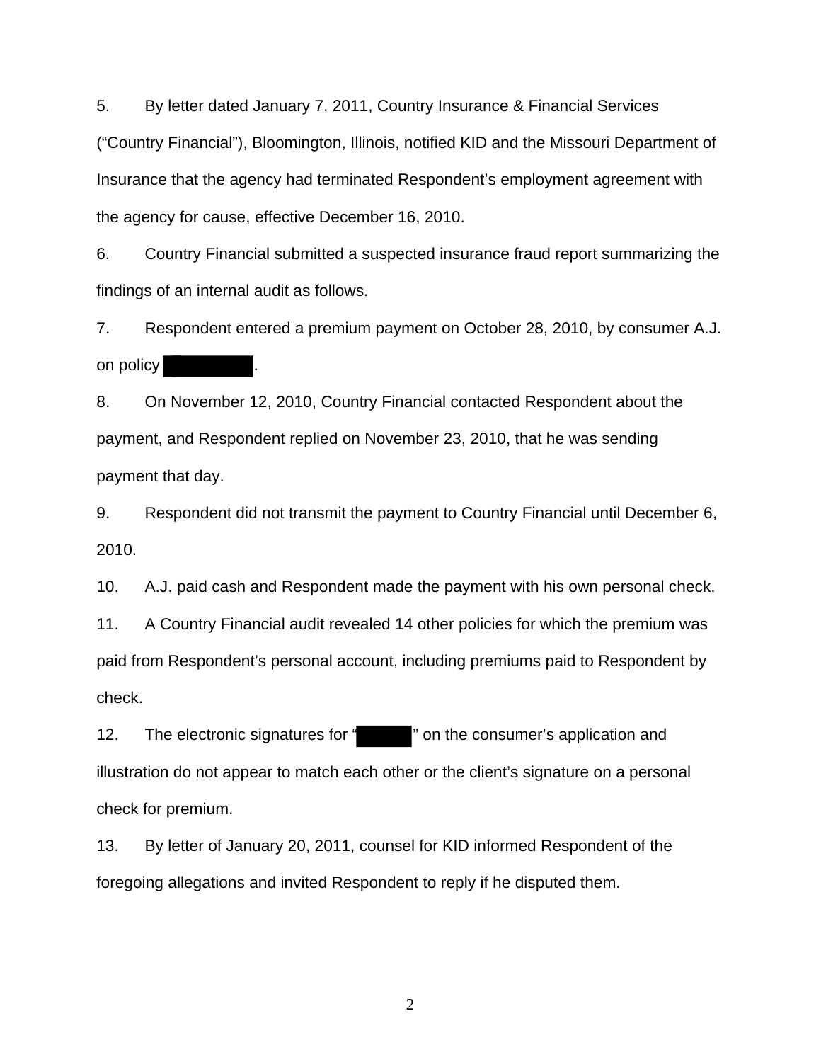5. By letter dated January 7, 2011, Country Insurance & Financial Services ("Country Financial"), Bloomington, Illinois, notified KID and the Missouri Department of Insurance that the agency had terminated Respondent's employment agreement with the agency for cause, effective December 16, 2010.

6. Country Financial submitted a suspected insurance fraud report summarizing the findings of an internal audit as follows.

7. Respondent entered a premium payment on October 28, 2010, by consumer A.J. on policy [REDACTED].

8. On November 12, 2010, Country Financial contacted Respondent about the payment, and Respondent replied on November 23, 2010, that he was sending payment that day.

9. Respondent did not transmit the payment to Country Financial until December 6, 2010.

10. A.J. paid cash and Respondent made the payment with his own personal check.

11. A Country Financial audit revealed 14 other policies for which the premium was paid from Respondent's personal account, including premiums paid to Respondent by check.

12. The electronic signatures for "[REDACTED]" on the consumer's application and illustration do not appear to match each other or the client's signature on a personal check for premium.

13. By letter of January 20, 2011, counsel for KID informed Respondent of the foregoing allegations and invited Respondent to reply if he disputed them.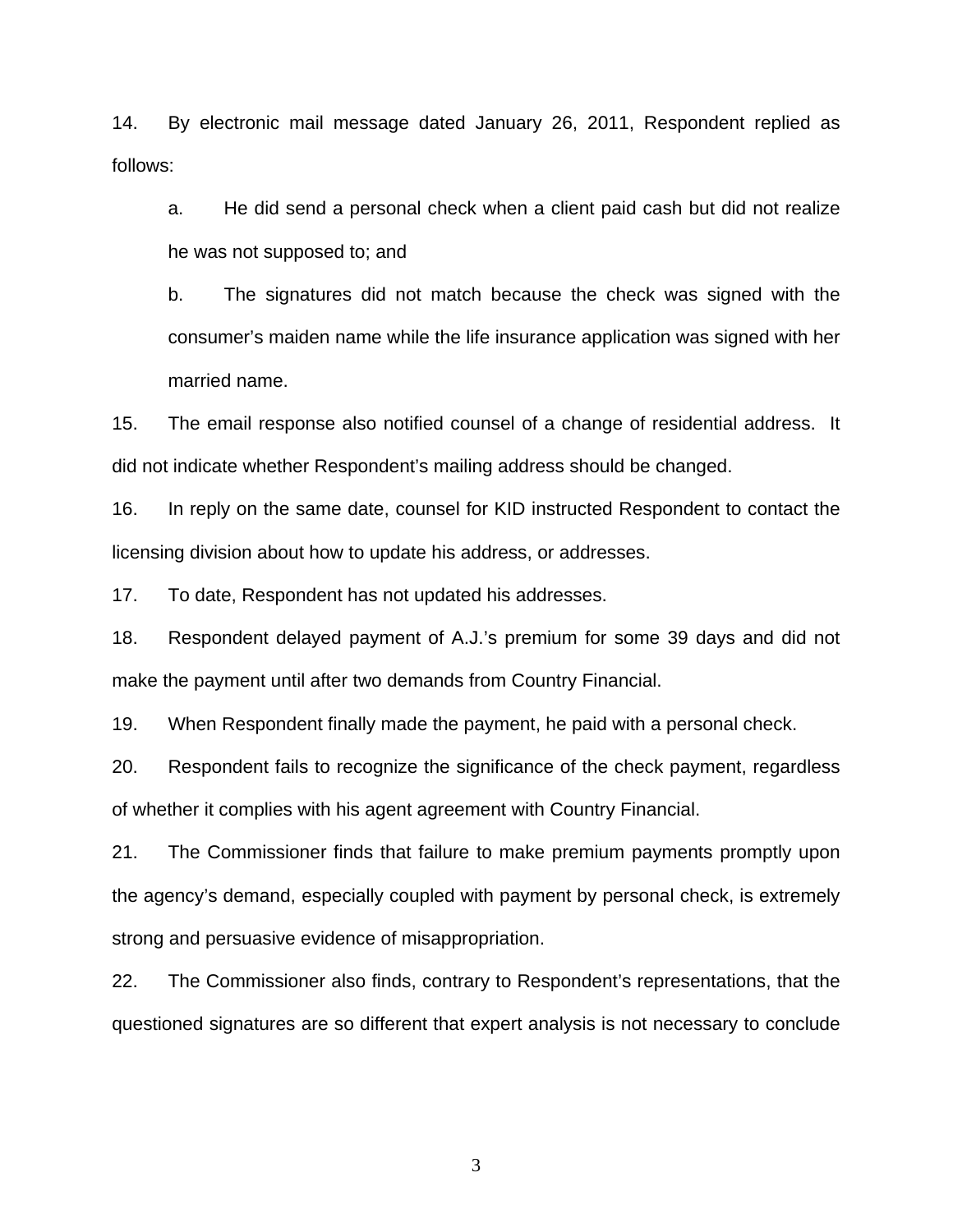14. By electronic mail message dated January 26, 2011, Respondent replied as follows:

  a. He did send a personal check when a client paid cash but did not realize he was not supposed to; and

  b. The signatures did not match because the check was signed with the consumer's maiden name while the life insurance application was signed with her married name.

15. The email response also notified counsel of a change of residential address. It did not indicate whether Respondent's mailing address should be changed.

16. In reply on the same date, counsel for KID instructed Respondent to contact the licensing division about how to update his address, or addresses.

17. To date, Respondent has not updated his addresses.

18. Respondent delayed payment of A.J.'s premium for some 39 days and did not make the payment until after two demands from Country Financial.

19. When Respondent finally made the payment, he paid with a personal check.

20. Respondent fails to recognize the significance of the check payment, regardless of whether it complies with his agent agreement with Country Financial.

21. The Commissioner finds that failure to make premium payments promptly upon the agency's demand, especially coupled with payment by personal check, is extremely strong and persuasive evidence of misappropriation.

22. The Commissioner also finds, contrary to Respondent's representations, that the questioned signatures are so different that expert analysis is not necessary to conclude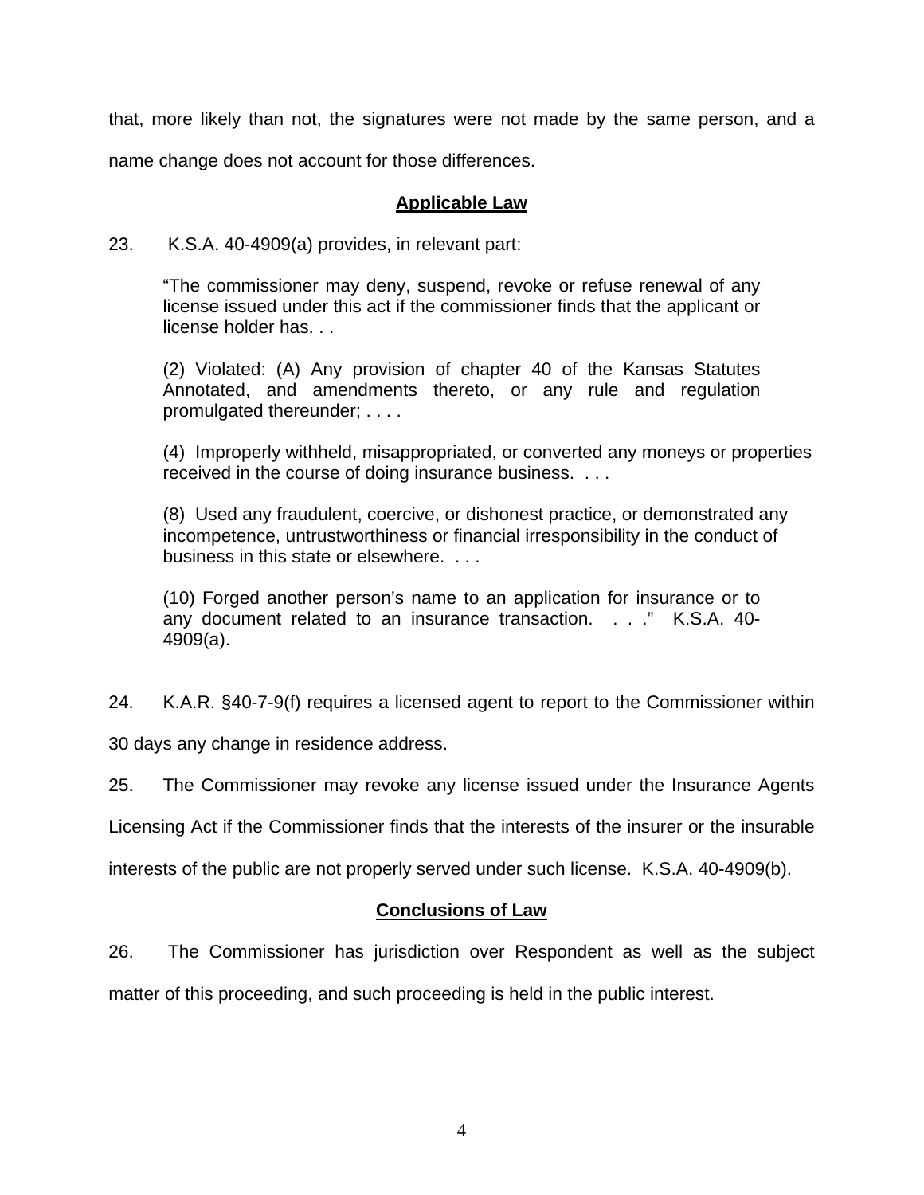that, more likely than not, the signatures were not made by the same person, and a name change does not account for those differences.

## Applicable Law

23. K.S.A. 40-4909(a) provides, in relevant part:

> "The commissioner may deny, suspend, revoke or refuse renewal of any license issued under this act if the commissioner finds that the applicant or license holder has. . .
>
> (2) Violated: (A) Any provision of chapter 40 of the Kansas Statutes Annotated, and amendments thereto, or any rule and regulation promulgated thereunder; . . . .
>
> (4) Improperly withheld, misappropriated, or converted any moneys or properties received in the course of doing insurance business. . . .
>
> (8) Used any fraudulent, coercive, or dishonest practice, or demonstrated any incompetence, untrustworthiness or financial irresponsibility in the conduct of business in this state or elsewhere. . . .
>
> (10) Forged another person's name to an application for insurance or to any document related to an insurance transaction. . . ." K.S.A. 40-4909(a).

24. K.A.R. §40-7-9(f) requires a licensed agent to report to the Commissioner within 30 days any change in residence address.

25. The Commissioner may revoke any license issued under the Insurance Agents Licensing Act if the Commissioner finds that the interests of the insurer or the insurable interests of the public are not properly served under such license. K.S.A. 40-4909(b).

## Conclusions of Law

26. The Commissioner has jurisdiction over Respondent as well as the subject matter of this proceeding, and such proceeding is held in the public interest.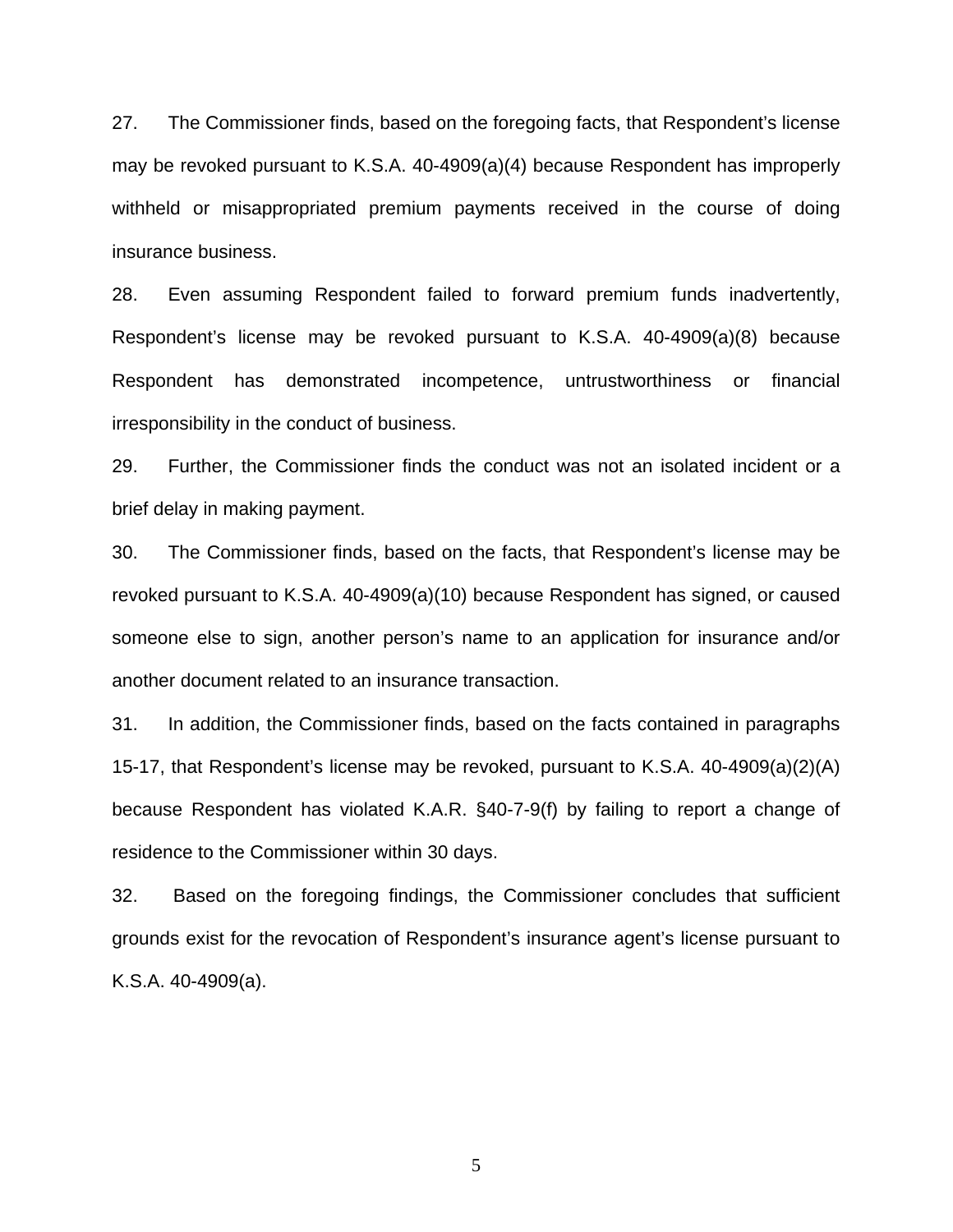27. The Commissioner finds, based on the foregoing facts, that Respondent's license may be revoked pursuant to K.S.A. 40-4909(a)(4) because Respondent has improperly withheld or misappropriated premium payments received in the course of doing insurance business.

28. Even assuming Respondent failed to forward premium funds inadvertently, Respondent's license may be revoked pursuant to K.S.A. 40-4909(a)(8) because Respondent has demonstrated incompetence, untrustworthiness or financial irresponsibility in the conduct of business.

29. Further, the Commissioner finds the conduct was not an isolated incident or a brief delay in making payment.

30. The Commissioner finds, based on the facts, that Respondent's license may be revoked pursuant to K.S.A. 40-4909(a)(10) because Respondent has signed, or caused someone else to sign, another person's name to an application for insurance and/or another document related to an insurance transaction.

31. In addition, the Commissioner finds, based on the facts contained in paragraphs 15-17, that Respondent's license may be revoked, pursuant to K.S.A. 40-4909(a)(2)(A) because Respondent has violated K.A.R. §40-7-9(f) by failing to report a change of residence to the Commissioner within 30 days.

32. Based on the foregoing findings, the Commissioner concludes that sufficient grounds exist for the revocation of Respondent's insurance agent's license pursuant to K.S.A. 40-4909(a).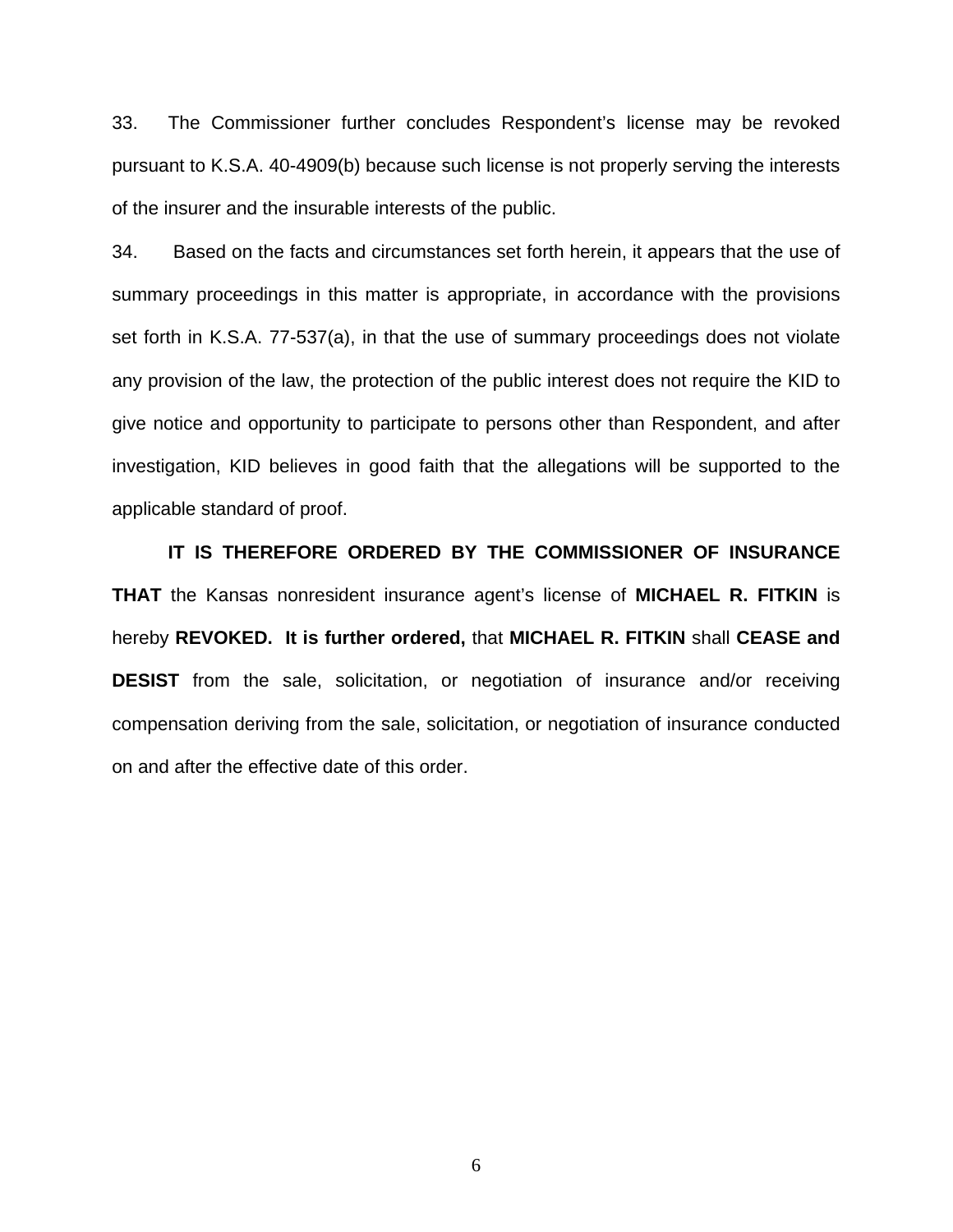33. The Commissioner further concludes Respondent's license may be revoked pursuant to K.S.A. 40-4909(b) because such license is not properly serving the interests of the insurer and the insurable interests of the public.

34. Based on the facts and circumstances set forth herein, it appears that the use of summary proceedings in this matter is appropriate, in accordance with the provisions set forth in K.S.A. 77-537(a), in that the use of summary proceedings does not violate any provision of the law, the protection of the public interest does not require the KID to give notice and opportunity to participate to persons other than Respondent, and after investigation, KID believes in good faith that the allegations will be supported to the applicable standard of proof.

**IT IS THEREFORE ORDERED BY THE COMMISSIONER OF INSURANCE THAT** the Kansas nonresident insurance agent's license of **MICHAEL R. FITKIN** is hereby **REVOKED. It is further ordered,** that **MICHAEL R. FITKIN** shall **CEASE and DESIST** from the sale, solicitation, or negotiation of insurance and/or receiving compensation deriving from the sale, solicitation, or negotiation of insurance conducted on and after the effective date of this order.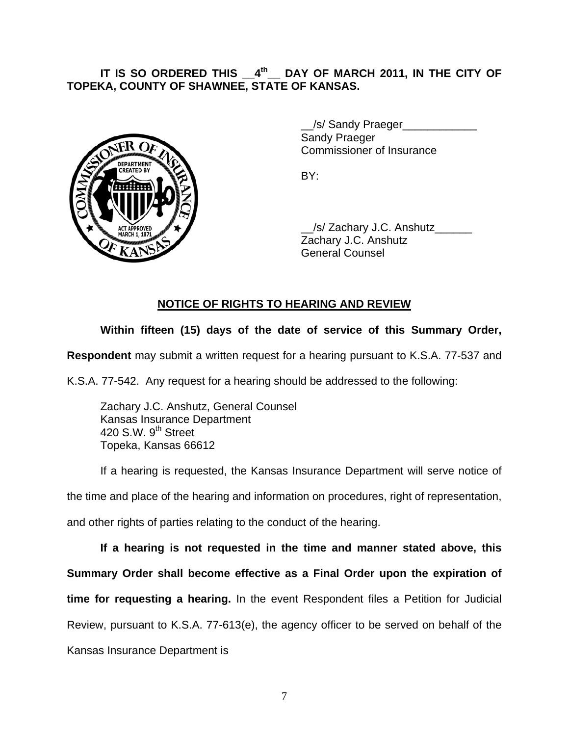**IT IS SO ORDERED THIS \_\_4th\_\_ DAY OF MARCH 2011, IN THE CITY OF TOPEKA, COUNTY OF SHAWNEE, STATE OF KANSAS.**

\_\_/s/ Sandy Praeger\_\_\_\_\_\_\_\_\_\_\_\_
Sandy Praeger
Commissioner of Insurance

BY:

\_\_/s/ Zachary J.C. Anshutz\_\_\_\_\_\_
Zachary J.C. Anshutz
General Counsel

## NOTICE OF RIGHTS TO HEARING AND REVIEW

**Within fifteen (15) days of the date of service of this Summary Order, Respondent** may submit a written request for a hearing pursuant to K.S.A. 77-537 and K.S.A. 77-542. Any request for a hearing should be addressed to the following:

Zachary J.C. Anshutz, General Counsel
Kansas Insurance Department
420 S.W. 9th Street
Topeka, Kansas 66612

If a hearing is requested, the Kansas Insurance Department will serve notice of the time and place of the hearing and information on procedures, right of representation, and other rights of parties relating to the conduct of the hearing.

**If a hearing is not requested in the time and manner stated above, this Summary Order shall become effective as a Final Order upon the expiration of time for requesting a hearing.** In the event Respondent files a Petition for Judicial Review, pursuant to K.S.A. 77-613(e), the agency officer to be served on behalf of the Kansas Insurance Department is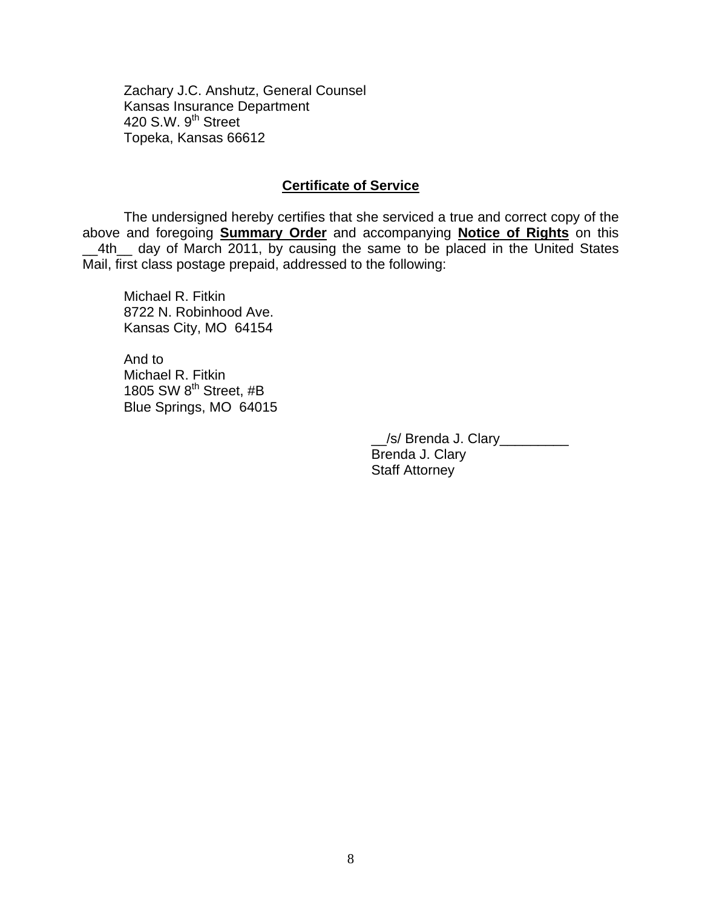Zachary J.C. Anshutz, General Counsel
Kansas Insurance Department
420 S.W. 9th Street
Topeka, Kansas 66612

**Certificate of Service**

The undersigned hereby certifies that she serviced a true and correct copy of the above and foregoing **Summary Order** and accompanying **Notice of Rights** on this __4th__ day of March 2011, by causing the same to be placed in the United States Mail, first class postage prepaid, addressed to the following:

Michael R. Fitkin
8722 N. Robinhood Ave.
Kansas City, MO 64154

And to
Michael R. Fitkin
1805 SW 8th Street, #B
Blue Springs, MO 64015

__/s/ Brenda J. Clary_________
Brenda J. Clary
Staff Attorney